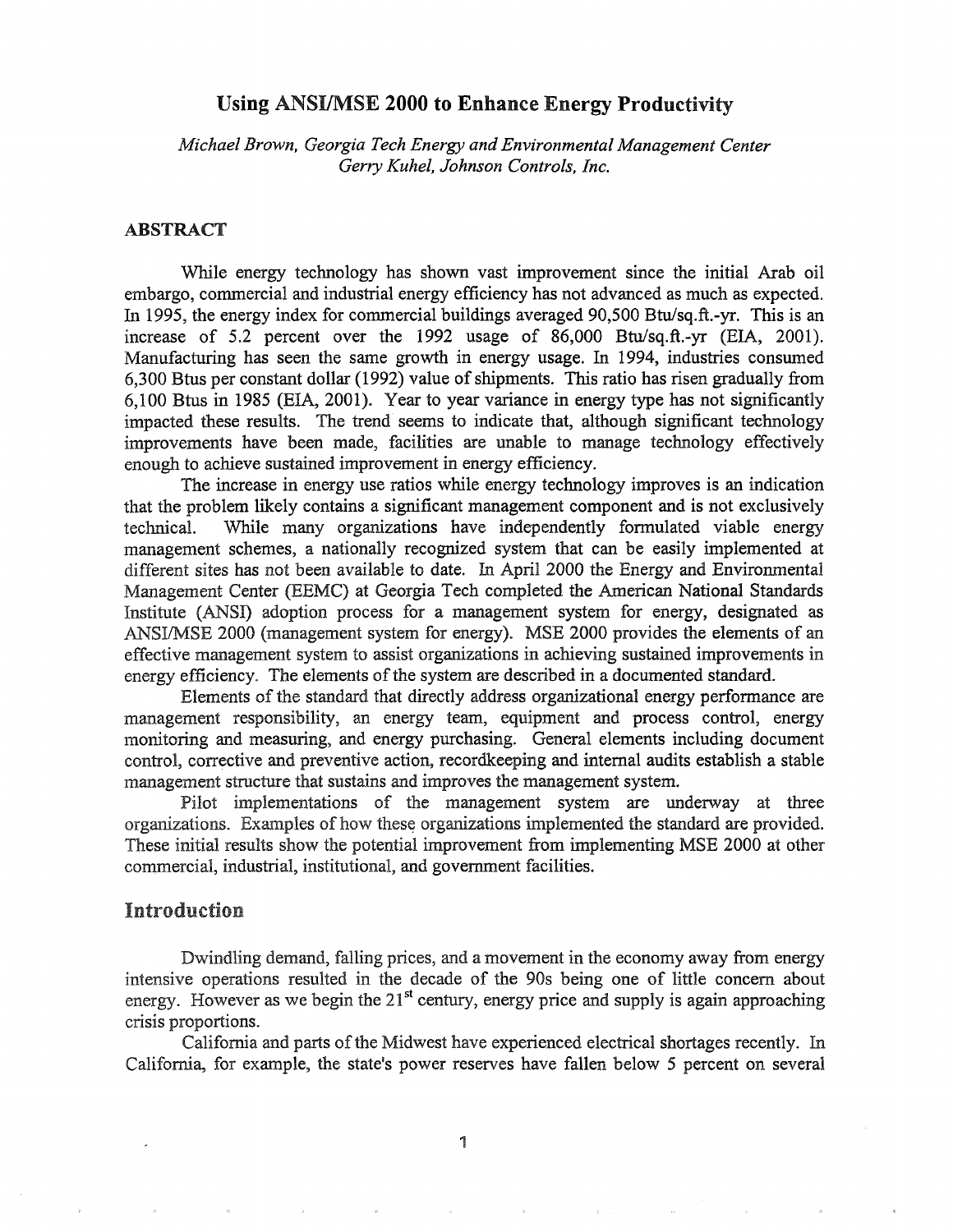# Using ANSI/MSE 2000 to Enhance Energy Productivity

*Michael Brown, Georgia Tech Energy and Environmental Management Center*
*Gerry Kuhel, Johnson Controls, Inc.*

## ABSTRACT

While energy technology has shown vast improvement since the initial Arab oil embargo, commercial and industrial energy efficiency has not advanced as much as expected. In 1995, the energy index for commercial buildings averaged 90,500 Btu/sq.ft.-yr. This is an increase of 5.2 percent over the 1992 usage of 86,000 Btu/sq.ft.-yr (EIA, 2001). Manufacturing has seen the same growth in energy usage. In 1994, industries consumed 6,300 Btus per constant dollar (1992) value of shipments. This ratio has risen gradually from 6,100 Btus in 1985 (EIA, 2001). Year to year variance in energy type has not significantly impacted these results. The trend seems to indicate that, although significant technology improvements have been made, facilities are unable to manage technology effectively enough to achieve sustained improvement in energy efficiency.

The increase in energy use ratios while energy technology improves is an indication that the problem likely contains a significant management component and is not exclusively technical. While many organizations have independently formulated viable energy management schemes, a nationally recognized system that can be easily implemented at different sites has not been available to date. In April 2000 the Energy and Environmental Management Center (EEMC) at Georgia Tech completed the American National Standards Institute (ANSI) adoption process for a management system for energy, designated as ANSI/MSE 2000 (management system for energy). MSE 2000 provides the elements of an effective management system to assist organizations in achieving sustained improvements in energy efficiency. The elements of the system are described in a documented standard.

Elements of the standard that directly address organizational energy performance are management responsibility, an energy team, equipment and process control, energy monitoring and measuring, and energy purchasing. General elements including document control, corrective and preventive action, recordkeeping and internal audits establish a stable management structure that sustains and improves the management system.

Pilot implementations of the management system are underway at three organizations. Examples of how these organizations implemented the standard are provided. These initial results show the potential improvement from implementing MSE 2000 at other commercial, industrial, institutional, and government facilities.

## Introduction

Dwindling demand, falling prices, and a movement in the economy away from energy intensive operations resulted in the decade of the 90s being one of little concern about energy. However as we begin the 21st century, energy price and supply is again approaching crisis proportions.

California and parts of the Midwest have experienced electrical shortages recently. In California, for example, the state's power reserves have fallen below 5 percent on several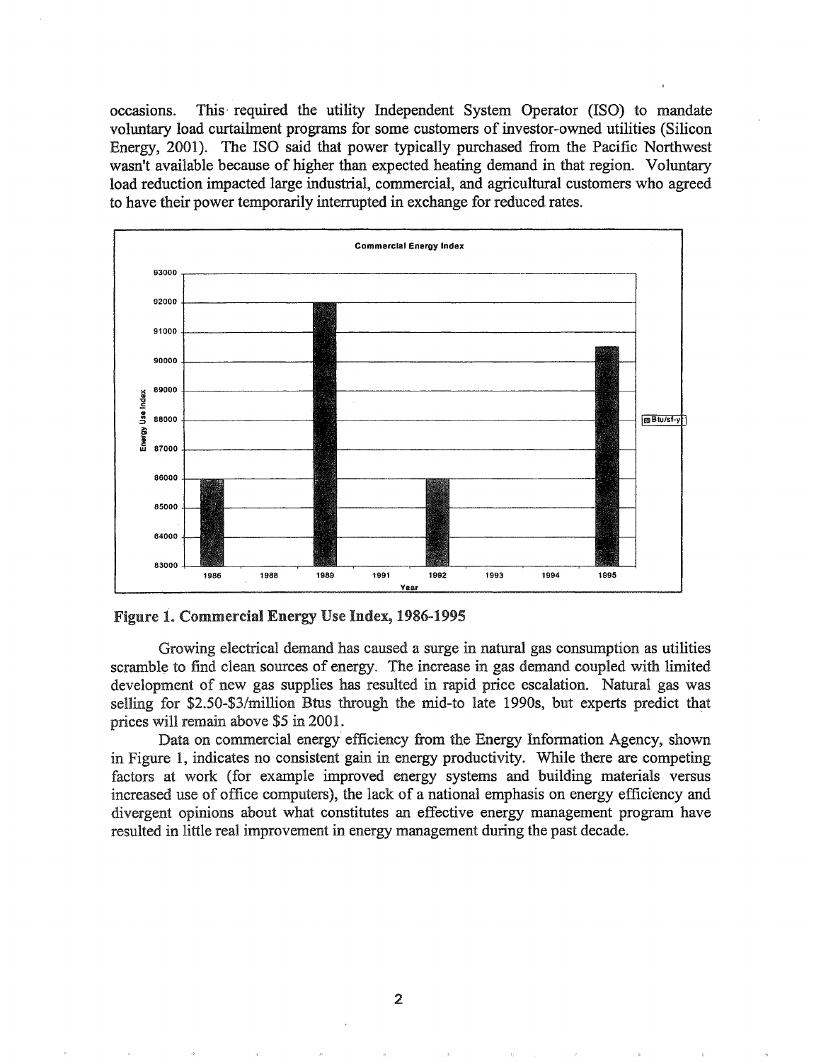occasions. This required the utility Independent System Operator (ISO) to mandate voluntary load curtailment programs for some customers of investor-owned utilities (Silicon Energy, 2001). The ISO said that power typically purchased from the Pacific Northwest wasn't available because of higher than expected heating demand in that region. Voluntary load reduction impacted large industrial, commercial, and agricultural customers who agreed to have their power temporarily interrupted in exchange for reduced rates.

**Figure 1. Commercial Energy Use Index, 1986-1995**

Growing electrical demand has caused a surge in natural gas consumption as utilities scramble to find clean sources of energy. The increase in gas demand coupled with limited development of new gas supplies has resulted in rapid price escalation. Natural gas was selling for \$2.50-\$3/million Btus through the mid-to late 1990s, but experts predict that prices will remain above \$5 in 2001.

Data on commercial energy efficiency from the Energy Information Agency, shown in Figure 1, indicates no consistent gain in energy productivity. While there are competing factors at work (for example improved energy systems and building materials versus increased use of office computers), the lack of a national emphasis on energy efficiency and divergent opinions about what constitutes an effective energy management program have resulted in little real improvement in energy management during the past decade.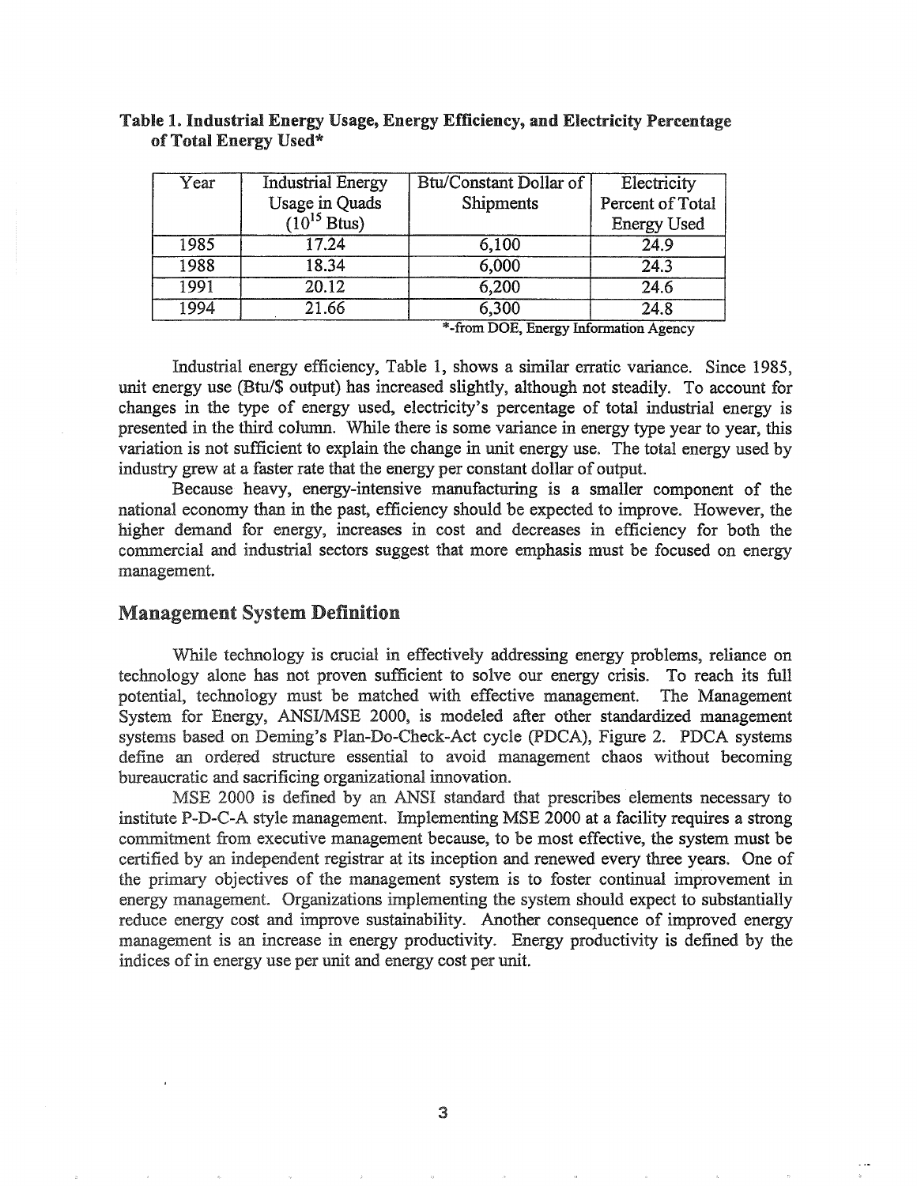**Table 1. Industrial Energy Usage, Energy Efficiency, and Electricity Percentage of Total Energy Used***

| Year | Industrial Energy Usage in Quads ($10^{15}$ Btus) | Btu/Constant Dollar of Shipments | Electricity Percent of Total Energy Used |
|---|---|---|---|
| 1985 | 17.24 | 6,100 | 24.9 |
| 1988 | 18.34 | 6,000 | 24.3 |
| 1991 | 20.12 | 6,200 | 24.6 |
| 1994 | 21.66 | 6,300 | 24.8 |

*-from DOE, Energy Information Agency

Industrial energy efficiency, Table 1, shows a similar erratic variance. Since 1985, unit energy use (Btu/$ output) has increased slightly, although not steadily. To account for changes in the type of energy used, electricity's percentage of total industrial energy is presented in the third column. While there is some variance in energy type year to year, this variation is not sufficient to explain the change in unit energy use. The total energy used by industry grew at a faster rate that the energy per constant dollar of output.

Because heavy, energy-intensive manufacturing is a smaller component of the national economy than in the past, efficiency should be expected to improve. However, the higher demand for energy, increases in cost and decreases in efficiency for both the commercial and industrial sectors suggest that more emphasis must be focused on energy management.

## Management System Definition

While technology is crucial in effectively addressing energy problems, reliance on technology alone has not proven sufficient to solve our energy crisis. To reach its full potential, technology must be matched with effective management. The Management System for Energy, ANSI/MSE 2000, is modeled after other standardized management systems based on Deming's Plan-Do-Check-Act cycle (PDCA), Figure 2. PDCA systems define an ordered structure essential to avoid management chaos without becoming bureaucratic and sacrificing organizational innovation.

MSE 2000 is defined by an ANSI standard that prescribes elements necessary to institute P-D-C-A style management. Implementing MSE 2000 at a facility requires a strong commitment from executive management because, to be most effective, the system must be certified by an independent registrar at its inception and renewed every three years. One of the primary objectives of the management system is to foster continual improvement in energy management. Organizations implementing the system should expect to substantially reduce energy cost and improve sustainability. Another consequence of improved energy management is an increase in energy productivity. Energy productivity is defined by the indices of in energy use per unit and energy cost per unit.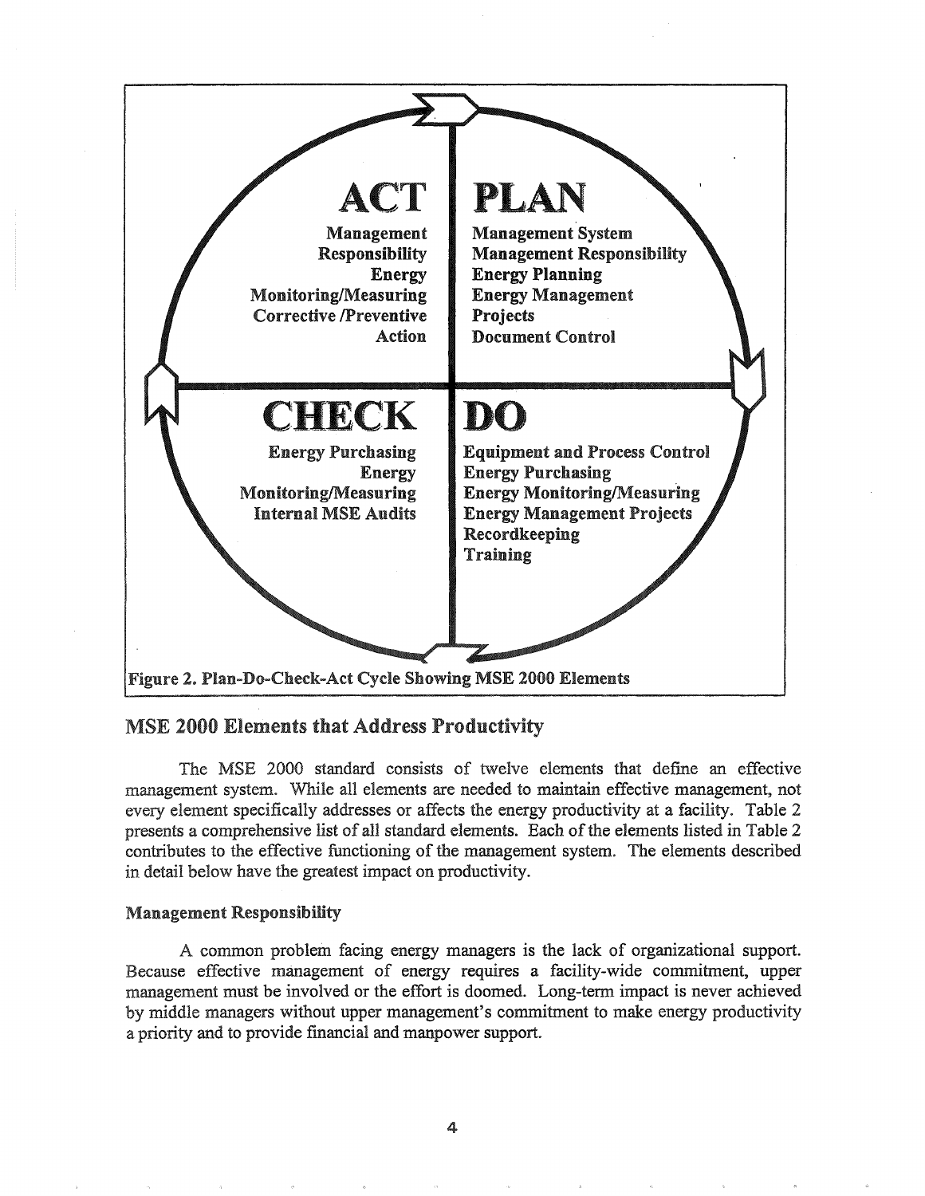**ACT**

- Management Responsibility
- Energy Monitoring/Measuring
- Corrective /Preventive Action

**PLAN**

- Management System
- Management Responsibility
- Energy Planning
- Energy Management Projects
- Document Control

**CHECK**

- Energy Purchasing
- Energy Monitoring/Measuring
- Internal MSE Audits

**DO**

- Equipment and Process Control
- Energy Purchasing
- Energy Monitoring/Measuring
- Energy Management Projects
- Recordkeeping
- Training

**Figure 2. Plan-Do-Check-Act Cycle Showing MSE 2000 Elements**

## MSE 2000 Elements that Address Productivity

The MSE 2000 standard consists of twelve elements that define an effective management system. While all elements are needed to maintain effective management, not every element specifically addresses or affects the energy productivity at a facility. Table 2 presents a comprehensive list of all standard elements. Each of the elements listed in Table 2 contributes to the effective functioning of the management system. The elements described in detail below have the greatest impact on productivity.

### Management Responsibility

A common problem facing energy managers is the lack of organizational support. Because effective management of energy requires a facility-wide commitment, upper management must be involved or the effort is doomed. Long-term impact is never achieved by middle managers without upper management's commitment to make energy productivity a priority and to provide financial and manpower support.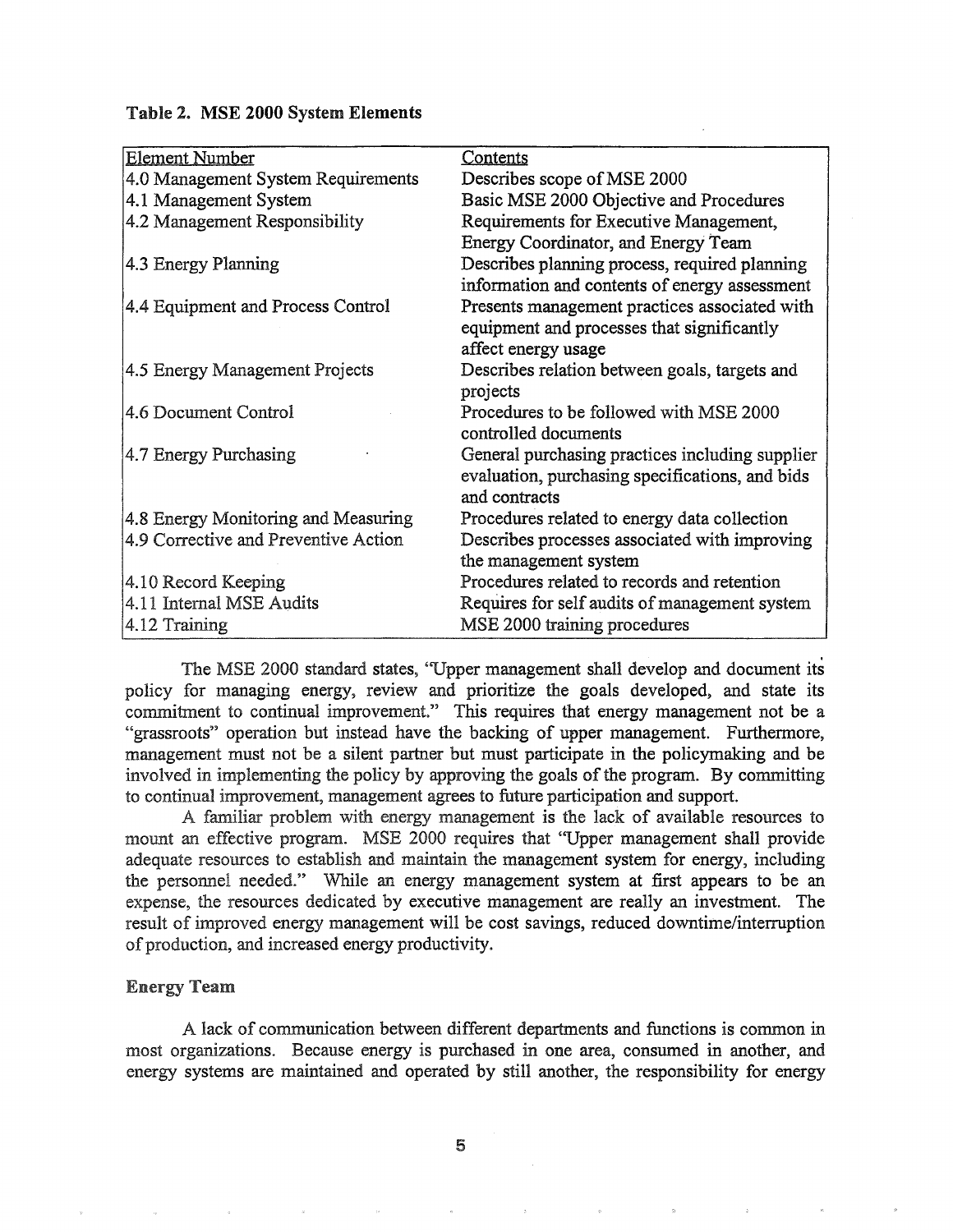**Table 2. MSE 2000 System Elements**

| Element Number | Contents |
|---|---|
| 4.0 Management System Requirements | Describes scope of MSE 2000 |
| 4.1 Management System | Basic MSE 2000 Objective and Procedures |
| 4.2 Management Responsibility | Requirements for Executive Management, Energy Coordinator, and Energy Team |
| 4.3 Energy Planning | Describes planning process, required planning information and contents of energy assessment |
| 4.4 Equipment and Process Control | Presents management practices associated with equipment and processes that significantly affect energy usage |
| 4.5 Energy Management Projects | Describes relation between goals, targets and projects |
| 4.6 Document Control | Procedures to be followed with MSE 2000 controlled documents |
| 4.7 Energy Purchasing | General purchasing practices including supplier evaluation, purchasing specifications, and bids and contracts |
| 4.8 Energy Monitoring and Measuring | Procedures related to energy data collection |
| 4.9 Corrective and Preventive Action | Describes processes associated with improving the management system |
| 4.10 Record Keeping | Procedures related to records and retention |
| 4.11 Internal MSE Audits | Requires for self audits of management system |
| 4.12 Training | MSE 2000 training procedures |

The MSE 2000 standard states, "Upper management shall develop and document its policy for managing energy, review and prioritize the goals developed, and state its commitment to continual improvement." This requires that energy management not be a "grassroots" operation but instead have the backing of upper management. Furthermore, management must not be a silent partner but must participate in the policymaking and be involved in implementing the policy by approving the goals of the program. By committing to continual improvement, management agrees to future participation and support.

A familiar problem with energy management is the lack of available resources to mount an effective program. MSE 2000 requires that "Upper management shall provide adequate resources to establish and maintain the management system for energy, including the personnel needed." While an energy management system at first appears to be an expense, the resources dedicated by executive management are really an investment. The result of improved energy management will be cost savings, reduced downtime/interruption of production, and increased energy productivity.

### Energy Team

A lack of communication between different departments and functions is common in most organizations. Because energy is purchased in one area, consumed in another, and energy systems are maintained and operated by still another, the responsibility for energy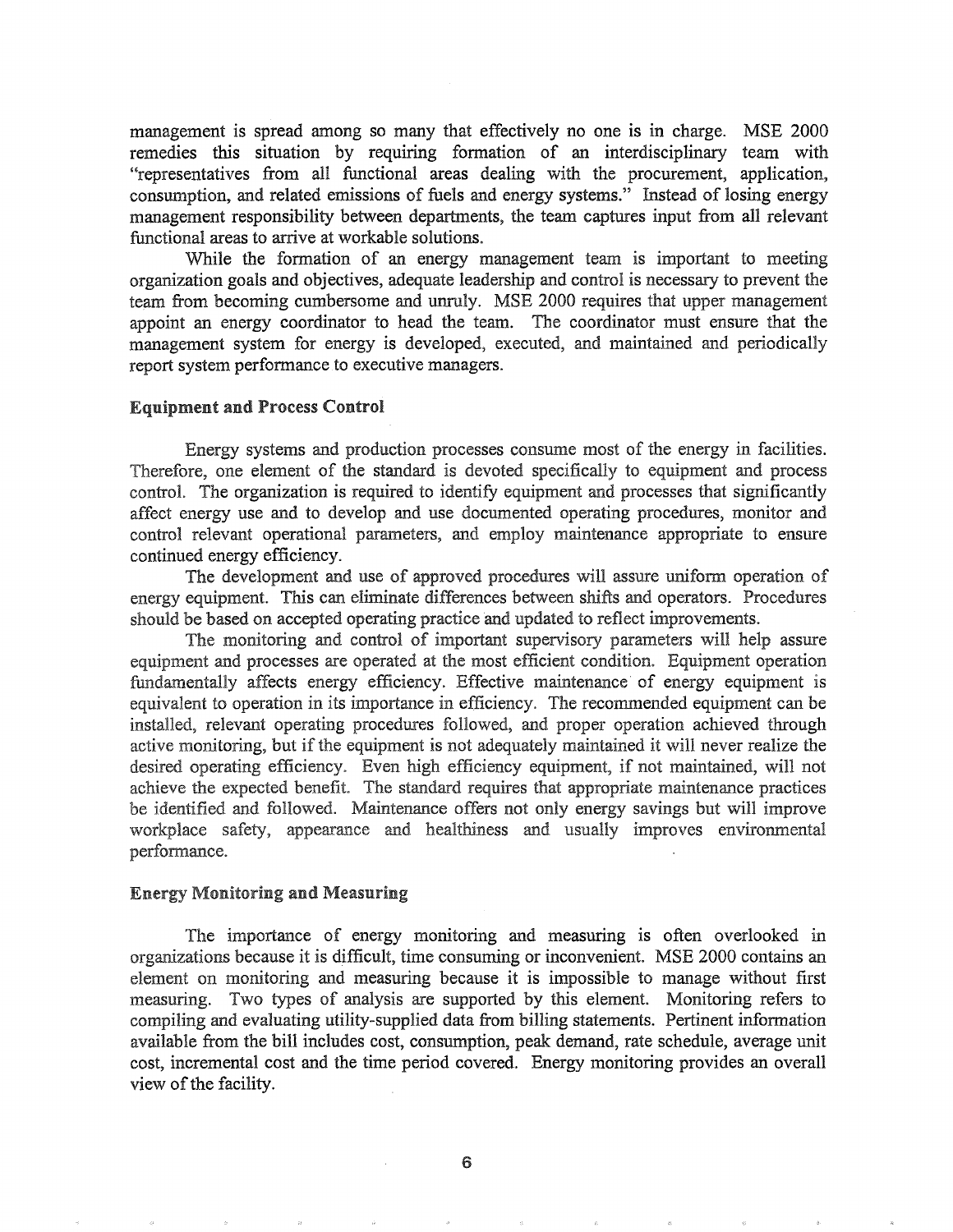management is spread among so many that effectively no one is in charge. MSE 2000 remedies this situation by requiring formation of an interdisciplinary team with "representatives from all functional areas dealing with the procurement, application, consumption, and related emissions of fuels and energy systems." Instead of losing energy management responsibility between departments, the team captures input from all relevant functional areas to arrive at workable solutions.

While the formation of an energy management team is important to meeting organization goals and objectives, adequate leadership and control is necessary to prevent the team from becoming cumbersome and unruly. MSE 2000 requires that upper management appoint an energy coordinator to head the team. The coordinator must ensure that the management system for energy is developed, executed, and maintained and periodically report system performance to executive managers.

### Equipment and Process Control

Energy systems and production processes consume most of the energy in facilities. Therefore, one element of the standard is devoted specifically to equipment and process control. The organization is required to identify equipment and processes that significantly affect energy use and to develop and use documented operating procedures, monitor and control relevant operational parameters, and employ maintenance appropriate to ensure continued energy efficiency.

The development and use of approved procedures will assure uniform operation of energy equipment. This can eliminate differences between shifts and operators. Procedures should be based on accepted operating practice and updated to reflect improvements.

The monitoring and control of important supervisory parameters will help assure equipment and processes are operated at the most efficient condition. Equipment operation fundamentally affects energy efficiency. Effective maintenance of energy equipment is equivalent to operation in its importance in efficiency. The recommended equipment can be installed, relevant operating procedures followed, and proper operation achieved through active monitoring, but if the equipment is not adequately maintained it will never realize the desired operating efficiency. Even high efficiency equipment, if not maintained, will not achieve the expected benefit. The standard requires that appropriate maintenance practices be identified and followed. Maintenance offers not only energy savings but will improve workplace safety, appearance and healthiness and usually improves environmental performance.

### Energy Monitoring and Measuring

The importance of energy monitoring and measuring is often overlooked in organizations because it is difficult, time consuming or inconvenient. MSE 2000 contains an element on monitoring and measuring because it is impossible to manage without first measuring. Two types of analysis are supported by this element. Monitoring refers to compiling and evaluating utility-supplied data from billing statements. Pertinent information available from the bill includes cost, consumption, peak demand, rate schedule, average unit cost, incremental cost and the time period covered. Energy monitoring provides an overall view of the facility.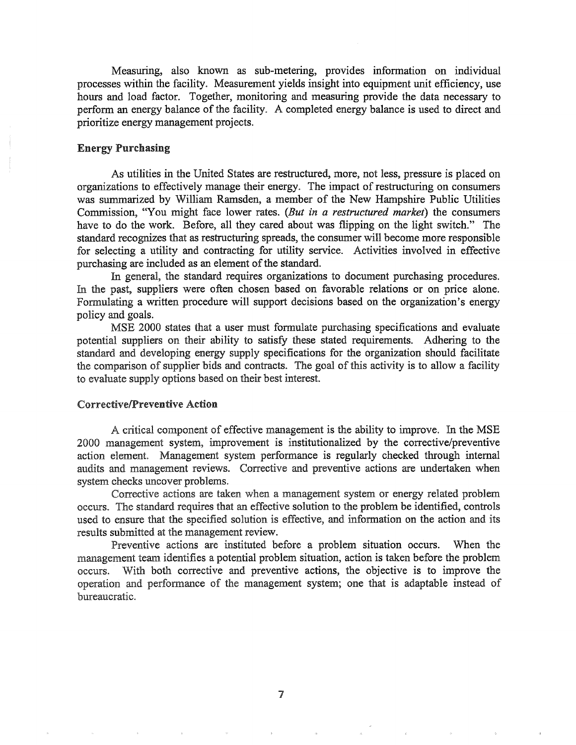Measuring, also known as sub-metering, provides information on individual processes within the facility. Measurement yields insight into equipment unit efficiency, use hours and load factor. Together, monitoring and measuring provide the data necessary to perform an energy balance of the facility. A completed energy balance is used to direct and prioritize energy management projects.

### Energy Purchasing

As utilities in the United States are restructured, more, not less, pressure is placed on organizations to effectively manage their energy. The impact of restructuring on consumers was summarized by William Ramsden, a member of the New Hampshire Public Utilities Commission, "You might face lower rates. *(But in a restructured market)* the consumers have to do the work. Before, all they cared about was flipping on the light switch." The standard recognizes that as restructuring spreads, the consumer will become more responsible for selecting a utility and contracting for utility service. Activities involved in effective purchasing are included as an element of the standard.

In general, the standard requires organizations to document purchasing procedures. In the past, suppliers were often chosen based on favorable relations or on price alone. Formulating a written procedure will support decisions based on the organization's energy policy and goals.

MSE 2000 states that a user must formulate purchasing specifications and evaluate potential suppliers on their ability to satisfy these stated requirements. Adhering to the standard and developing energy supply specifications for the organization should facilitate the comparison of supplier bids and contracts. The goal of this activity is to allow a facility to evaluate supply options based on their best interest.

### Corrective/Preventive Action

A critical component of effective management is the ability to improve. In the MSE 2000 management system, improvement is institutionalized by the corrective/preventive action element. Management system performance is regularly checked through internal audits and management reviews. Corrective and preventive actions are undertaken when system checks uncover problems.

Corrective actions are taken when a management system or energy related problem occurs. The standard requires that an effective solution to the problem be identified, controls used to ensure that the specified solution is effective, and information on the action and its results submitted at the management review.

Preventive actions are instituted before a problem situation occurs. When the management team identifies a potential problem situation, action is taken before the problem occurs. With both corrective and preventive actions, the objective is to improve the operation and performance of the management system; one that is adaptable instead of bureaucratic.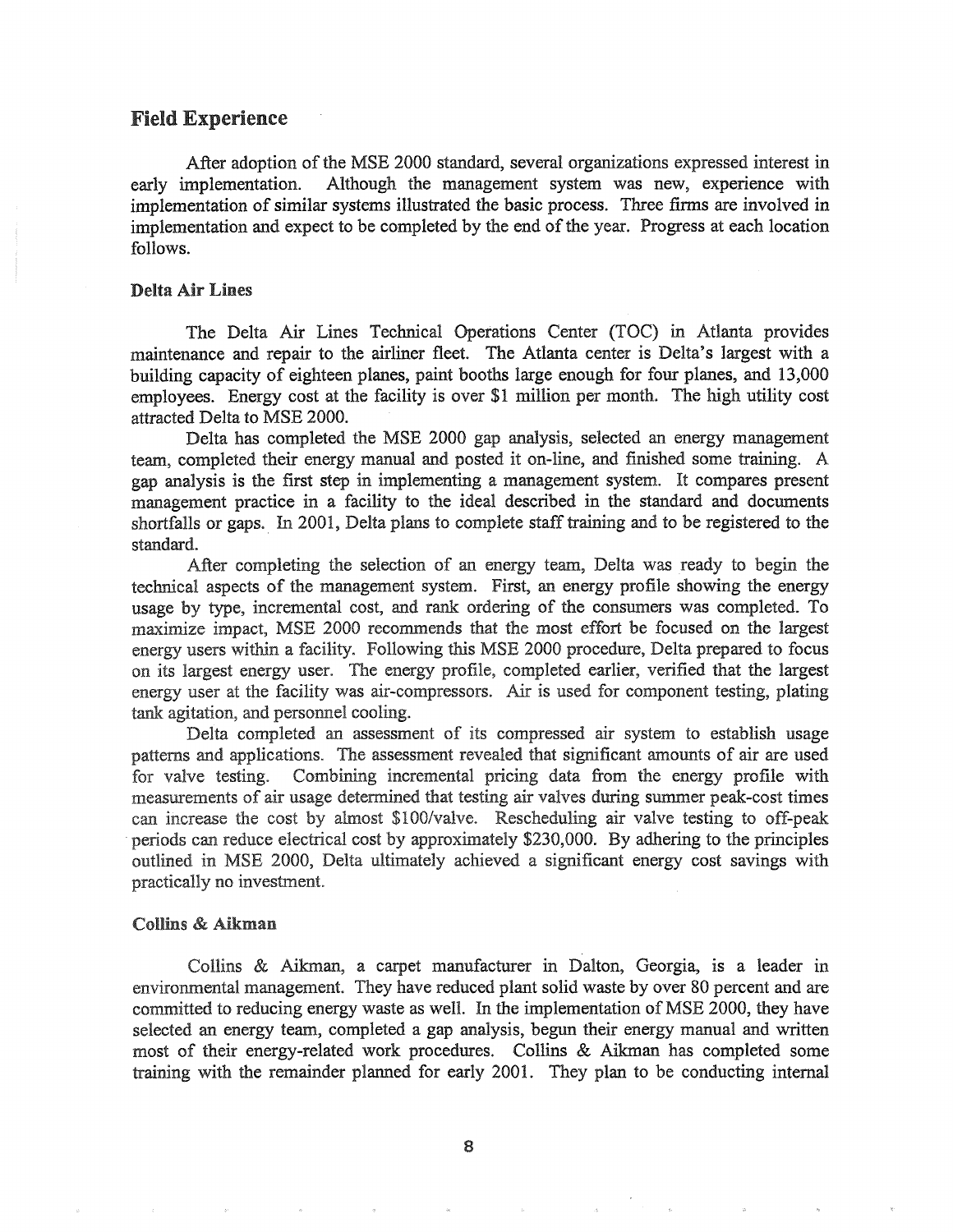## Field Experience

After adoption of the MSE 2000 standard, several organizations expressed interest in early implementation. Although the management system was new, experience with implementation of similar systems illustrated the basic process. Three firms are involved in implementation and expect to be completed by the end of the year. Progress at each location follows.

### Delta Air Lines

The Delta Air Lines Technical Operations Center (TOC) in Atlanta provides maintenance and repair to the airliner fleet. The Atlanta center is Delta's largest with a building capacity of eighteen planes, paint booths large enough for four planes, and 13,000 employees. Energy cost at the facility is over $1 million per month. The high utility cost attracted Delta to MSE 2000.

Delta has completed the MSE 2000 gap analysis, selected an energy management team, completed their energy manual and posted it on-line, and finished some training. A gap analysis is the first step in implementing a management system. It compares present management practice in a facility to the ideal described in the standard and documents shortfalls or gaps. In 2001, Delta plans to complete staff training and to be registered to the standard.

After completing the selection of an energy team, Delta was ready to begin the technical aspects of the management system. First, an energy profile showing the energy usage by type, incremental cost, and rank ordering of the consumers was completed. To maximize impact, MSE 2000 recommends that the most effort be focused on the largest energy users within a facility. Following this MSE 2000 procedure, Delta prepared to focus on its largest energy user. The energy profile, completed earlier, verified that the largest energy user at the facility was air-compressors. Air is used for component testing, plating tank agitation, and personnel cooling.

Delta completed an assessment of its compressed air system to establish usage patterns and applications. The assessment revealed that significant amounts of air are used for valve testing. Combining incremental pricing data from the energy profile with measurements of air usage determined that testing air valves during summer peak-cost times can increase the cost by almost $100/valve. Rescheduling air valve testing to off-peak periods can reduce electrical cost by approximately $230,000. By adhering to the principles outlined in MSE 2000, Delta ultimately achieved a significant energy cost savings with practically no investment.

### Collins & Aikman

Collins & Aikman, a carpet manufacturer in Dalton, Georgia, is a leader in environmental management. They have reduced plant solid waste by over 80 percent and are committed to reducing energy waste as well. In the implementation of MSE 2000, they have selected an energy team, completed a gap analysis, begun their energy manual and written most of their energy-related work procedures. Collins & Aikman has completed some training with the remainder planned for early 2001. They plan to be conducting internal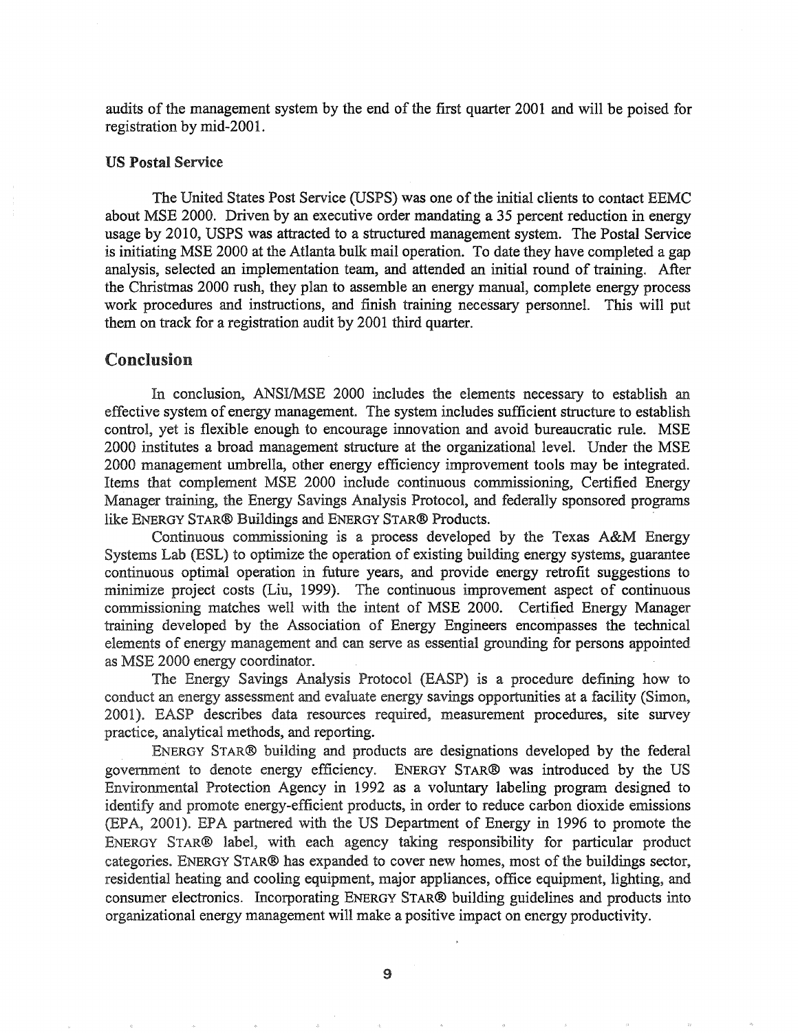audits of the management system by the end of the first quarter 2001 and will be poised for registration by mid-2001.

### US Postal Service

The United States Post Service (USPS) was one of the initial clients to contact EEMC about MSE 2000. Driven by an executive order mandating a 35 percent reduction in energy usage by 2010, USPS was attracted to a structured management system. The Postal Service is initiating MSE 2000 at the Atlanta bulk mail operation. To date they have completed a gap analysis, selected an implementation team, and attended an initial round of training. After the Christmas 2000 rush, they plan to assemble an energy manual, complete energy process work procedures and instructions, and finish training necessary personnel. This will put them on track for a registration audit by 2001 third quarter.

## Conclusion

In conclusion, ANSI/MSE 2000 includes the elements necessary to establish an effective system of energy management. The system includes sufficient structure to establish control, yet is flexible enough to encourage innovation and avoid bureaucratic rule. MSE 2000 institutes a broad management structure at the organizational level. Under the MSE 2000 management umbrella, other energy efficiency improvement tools may be integrated. Items that complement MSE 2000 include continuous commissioning, Certified Energy Manager training, the Energy Savings Analysis Protocol, and federally sponsored programs like ENERGY STAR® Buildings and ENERGY STAR® Products.

Continuous commissioning is a process developed by the Texas A&M Energy Systems Lab (ESL) to optimize the operation of existing building energy systems, guarantee continuous optimal operation in future years, and provide energy retrofit suggestions to minimize project costs (Liu, 1999). The continuous improvement aspect of continuous commissioning matches well with the intent of MSE 2000. Certified Energy Manager training developed by the Association of Energy Engineers encompasses the technical elements of energy management and can serve as essential grounding for persons appointed as MSE 2000 energy coordinator.

The Energy Savings Analysis Protocol (EASP) is a procedure defining how to conduct an energy assessment and evaluate energy savings opportunities at a facility (Simon, 2001). EASP describes data resources required, measurement procedures, site survey practice, analytical methods, and reporting.

ENERGY STAR® building and products are designations developed by the federal government to denote energy efficiency. ENERGY STAR® was introduced by the US Environmental Protection Agency in 1992 as a voluntary labeling program designed to identify and promote energy-efficient products, in order to reduce carbon dioxide emissions (EPA, 2001). EPA partnered with the US Department of Energy in 1996 to promote the ENERGY STAR® label, with each agency taking responsibility for particular product categories. ENERGY STAR® has expanded to cover new homes, most of the buildings sector, residential heating and cooling equipment, major appliances, office equipment, lighting, and consumer electronics. Incorporating ENERGY STAR® building guidelines and products into organizational energy management will make a positive impact on energy productivity.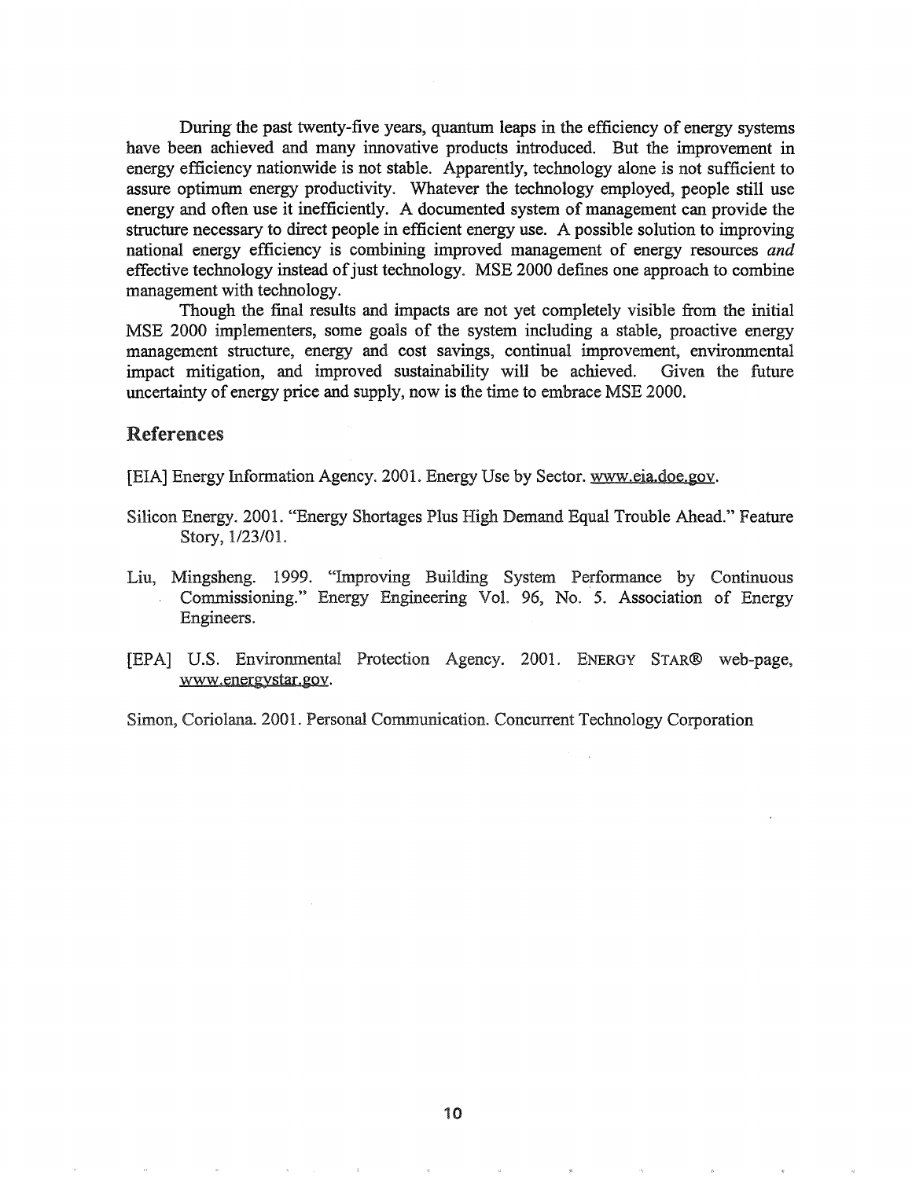During the past twenty-five years, quantum leaps in the efficiency of energy systems have been achieved and many innovative products introduced. But the improvement in energy efficiency nationwide is not stable. Apparently, technology alone is not sufficient to assure optimum energy productivity. Whatever the technology employed, people still use energy and often use it inefficiently. A documented system of management can provide the structure necessary to direct people in efficient energy use. A possible solution to improving national energy efficiency is combining improved management of energy resources *and* effective technology instead of just technology. MSE 2000 defines one approach to combine management with technology.

Though the final results and impacts are not yet completely visible from the initial MSE 2000 implementers, some goals of the system including a stable, proactive energy management structure, energy and cost savings, continual improvement, environmental impact mitigation, and improved sustainability will be achieved. Given the future uncertainty of energy price and supply, now is the time to embrace MSE 2000.

## References

[EIA] Energy Information Agency. 2001. Energy Use by Sector. www.eia.doe.gov.

Silicon Energy. 2001. "Energy Shortages Plus High Demand Equal Trouble Ahead." Feature Story, 1/23/01.

Liu, Mingsheng. 1999. "Improving Building System Performance by Continuous Commissioning." Energy Engineering Vol. 96, No. 5. Association of Energy Engineers.

[EPA] U.S. Environmental Protection Agency. 2001. ENERGY STAR® web-page, www.energystar.gov.

Simon, Coriolana. 2001. Personal Communication. Concurrent Technology Corporation